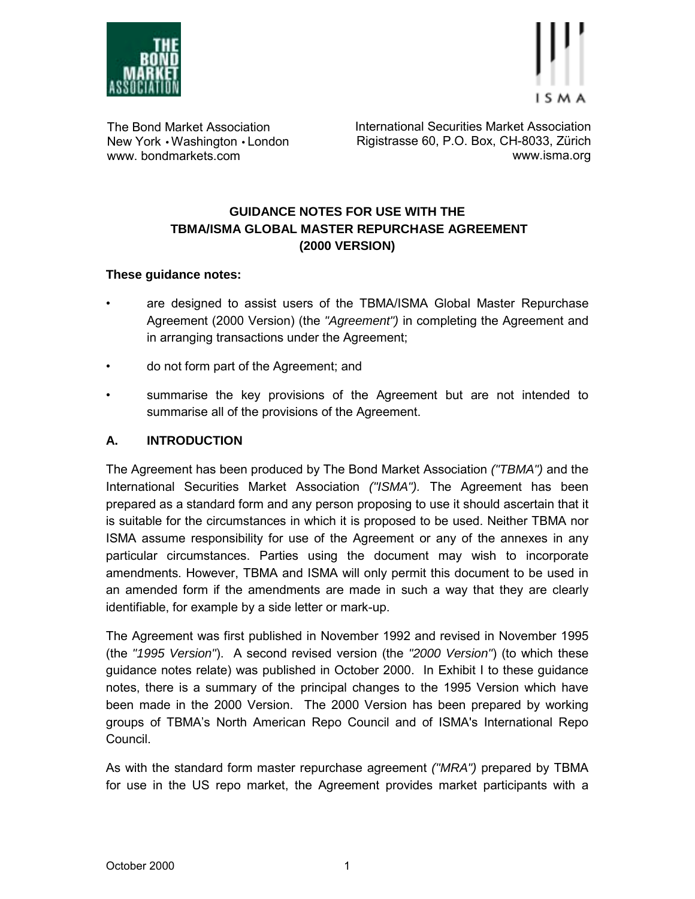The Bond Market Association
New York • Washington • London
www. bondmarkets.com

International Securities Market Association
Rigistrasse 60, P.O. Box, CH-8033, Zürich
www.isma.org

# GUIDANCE NOTES FOR USE WITH THE TBMA/ISMA GLOBAL MASTER REPURCHASE AGREEMENT (2000 VERSION)

**These guidance notes:**

- are designed to assist users of the TBMA/ISMA Global Master Repurchase Agreement (2000 Version) (the *"Agreement")* in completing the Agreement and in arranging transactions under the Agreement;
- do not form part of the Agreement; and
- summarise the key provisions of the Agreement but are not intended to summarise all of the provisions of the Agreement.

## A. INTRODUCTION

The Agreement has been produced by The Bond Market Association *("TBMA")* and the International Securities Market Association *("ISMA")*. The Agreement has been prepared as a standard form and any person proposing to use it should ascertain that it is suitable for the circumstances in which it is proposed to be used. Neither TBMA nor ISMA assume responsibility for use of the Agreement or any of the annexes in any particular circumstances. Parties using the document may wish to incorporate amendments. However, TBMA and ISMA will only permit this document to be used in an amended form if the amendments are made in such a way that they are clearly identifiable, for example by a side letter or mark-up.

The Agreement was first published in November 1992 and revised in November 1995 (the *"1995 Version"*). A second revised version (the *"2000 Version"*) (to which these guidance notes relate) was published in October 2000. In Exhibit I to these guidance notes, there is a summary of the principal changes to the 1995 Version which have been made in the 2000 Version. The 2000 Version has been prepared by working groups of TBMA's North American Repo Council and of ISMA's International Repo Council.

As with the standard form master repurchase agreement *("MRA")* prepared by TBMA for use in the US repo market, the Agreement provides market participants with a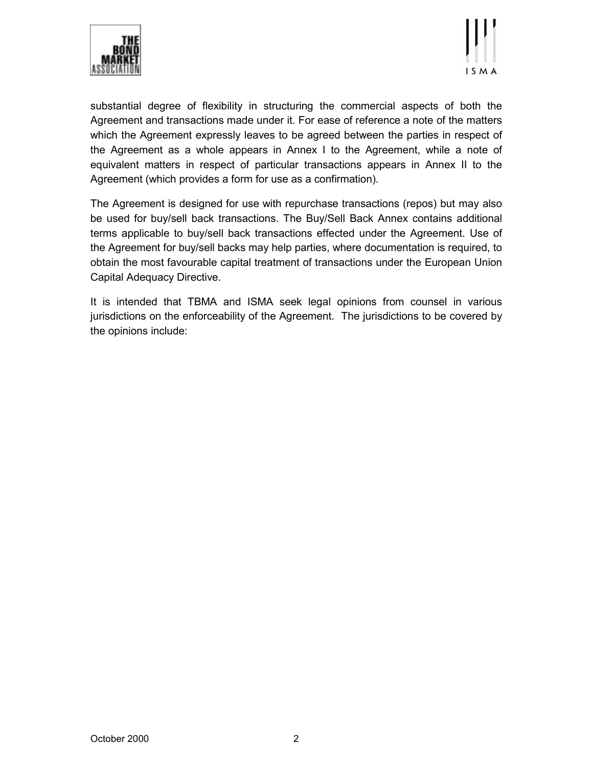substantial degree of flexibility in structuring the commercial aspects of both the Agreement and transactions made under it. For ease of reference a note of the matters which the Agreement expressly leaves to be agreed between the parties in respect of the Agreement as a whole appears in Annex I to the Agreement, while a note of equivalent matters in respect of particular transactions appears in Annex II to the Agreement (which provides a form for use as a confirmation).

The Agreement is designed for use with repurchase transactions (repos) but may also be used for buy/sell back transactions. The Buy/Sell Back Annex contains additional terms applicable to buy/sell back transactions effected under the Agreement. Use of the Agreement for buy/sell backs may help parties, where documentation is required, to obtain the most favourable capital treatment of transactions under the European Union Capital Adequacy Directive.

It is intended that TBMA and ISMA seek legal opinions from counsel in various jurisdictions on the enforceability of the Agreement. The jurisdictions to be covered by the opinions include: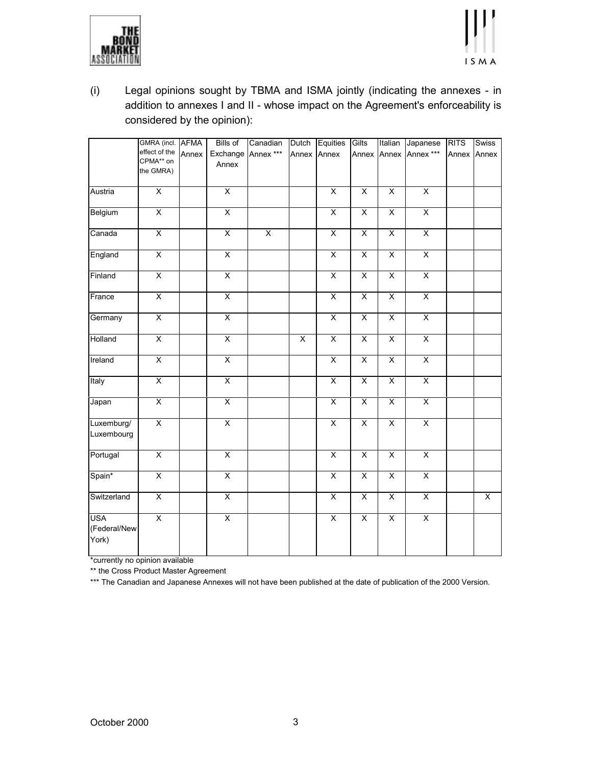(i) Legal opinions sought by TBMA and ISMA jointly (indicating the annexes - in addition to annexes I and II - whose impact on the Agreement's enforceability is considered by the opinion):

| | GMRA (incl. effect of the CPMA** on the GMRA) | AFMA Annex | Bills of Exchange Annex | Canadian Annex *** | Dutch Annex | Equities Annex | Gilts Annex | Italian Annex | Japanese Annex *** | RITS Annex | Swiss Annex |
|---|---|---|---|---|---|---|---|---|---|---|---|
| Austria | X | | X | | | X | X | X | X | | |
| Belgium | X | | X | | | X | X | X | X | | |
| Canada | X | | X | X | | X | X | X | X | | |
| England | X | | X | | | X | X | X | X | | |
| Finland | X | | X | | | X | X | X | X | | |
| France | X | | X | | | X | X | X | X | | |
| Germany | X | | X | | | X | X | X | X | | |
| Holland | X | | X | | X | X | X | X | X | | |
| Ireland | X | | X | | | X | X | X | X | | |
| Italy | X | | X | | | X | X | X | X | | |
| Japan | X | | X | | | X | X | X | X | | |
| Luxemburg/ Luxembourg | X | | X | | | X | X | X | X | | |
| Portugal | X | | X | | | X | X | X | X | | |
| Spain* | X | | X | | | X | X | X | X | | |
| Switzerland | X | | X | | | X | X | X | X | | X |
| USA (Federal/New York) | X | | X | | | X | X | X | X | | |

*currently no opinion available

** the Cross Product Master Agreement

*** The Canadian and Japanese Annexes will not have been published at the date of publication of the 2000 Version.

October 2000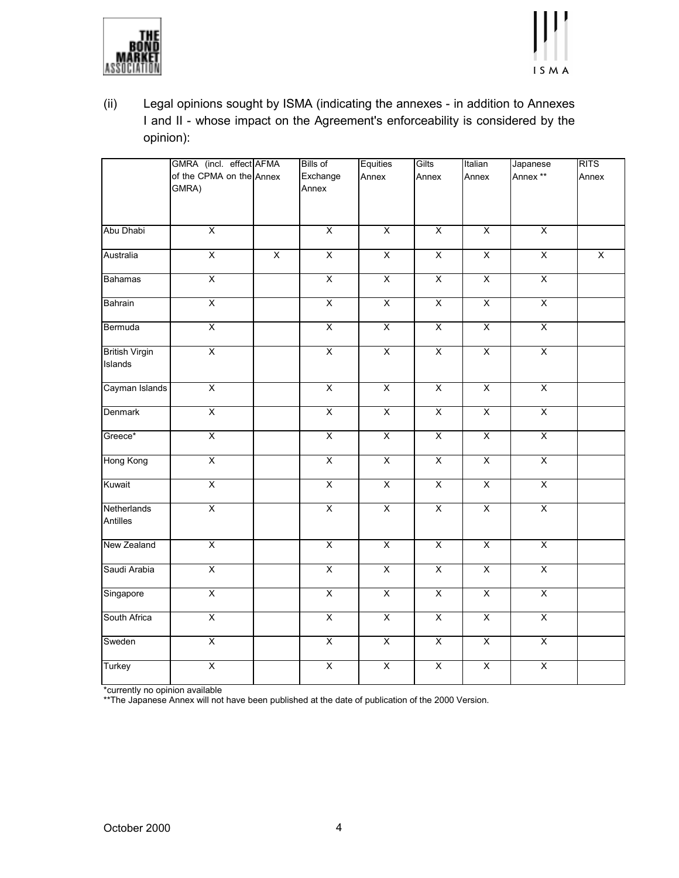(ii) Legal opinions sought by ISMA (indicating the annexes - in addition to Annexes I and II - whose impact on the Agreement's enforceability is considered by the opinion):

| | GMRA (incl. effect of the CPMA on the GMRA) | AFMA Annex | Bills of Exchange Annex | Equities Annex | Gilts Annex | Italian Annex | Japanese Annex ** | RITS Annex |
|---|---|---|---|---|---|---|---|---|
| Abu Dhabi | X | | X | X | X | X | X | |
| Australia | X | X | X | X | X | X | X | X |
| Bahamas | X | | X | X | X | X | X | |
| Bahrain | X | | X | X | X | X | X | |
| Bermuda | X | | X | X | X | X | X | |
| British Virgin Islands | X | | X | X | X | X | X | |
| Cayman Islands | X | | X | X | X | X | X | |
| Denmark | X | | X | X | X | X | X | |
| Greece* | X | | X | X | X | X | X | |
| Hong Kong | X | | X | X | X | X | X | |
| Kuwait | X | | X | X | X | X | X | |
| Netherlands Antilles | X | | X | X | X | X | X | |
| New Zealand | X | | X | X | X | X | X | |
| Saudi Arabia | X | | X | X | X | X | X | |
| Singapore | X | | X | X | X | X | X | |
| South Africa | X | | X | X | X | X | X | |
| Sweden | X | | X | X | X | X | X | |
| Turkey | X | | X | X | X | X | X | |

*currently no opinion available

**The Japanese Annex will not have been published at the date of publication of the 2000 Version.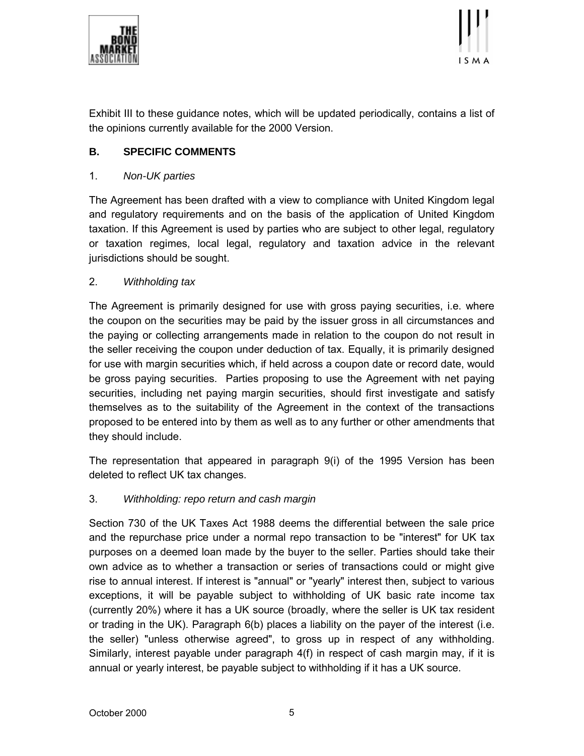Exhibit III to these guidance notes, which will be updated periodically, contains a list of the opinions currently available for the 2000 Version.

## B. SPECIFIC COMMENTS

### 1. *Non-UK parties*

The Agreement has been drafted with a view to compliance with United Kingdom legal and regulatory requirements and on the basis of the application of United Kingdom taxation. If this Agreement is used by parties who are subject to other legal, regulatory or taxation regimes, local legal, regulatory and taxation advice in the relevant jurisdictions should be sought.

### 2. *Withholding tax*

The Agreement is primarily designed for use with gross paying securities, i.e. where the coupon on the securities may be paid by the issuer gross in all circumstances and the paying or collecting arrangements made in relation to the coupon do not result in the seller receiving the coupon under deduction of tax. Equally, it is primarily designed for use with margin securities which, if held across a coupon date or record date, would be gross paying securities. Parties proposing to use the Agreement with net paying securities, including net paying margin securities, should first investigate and satisfy themselves as to the suitability of the Agreement in the context of the transactions proposed to be entered into by them as well as to any further or other amendments that they should include.

The representation that appeared in paragraph 9(i) of the 1995 Version has been deleted to reflect UK tax changes.

### 3. *Withholding: repo return and cash margin*

Section 730 of the UK Taxes Act 1988 deems the differential between the sale price and the repurchase price under a normal repo transaction to be "interest" for UK tax purposes on a deemed loan made by the buyer to the seller. Parties should take their own advice as to whether a transaction or series of transactions could or might give rise to annual interest. If interest is "annual" or "yearly" interest then, subject to various exceptions, it will be payable subject to withholding of UK basic rate income tax (currently 20%) where it has a UK source (broadly, where the seller is UK tax resident or trading in the UK). Paragraph 6(b) places a liability on the payer of the interest (i.e. the seller) "unless otherwise agreed", to gross up in respect of any withholding. Similarly, interest payable under paragraph 4(f) in respect of cash margin may, if it is annual or yearly interest, be payable subject to withholding if it has a UK source.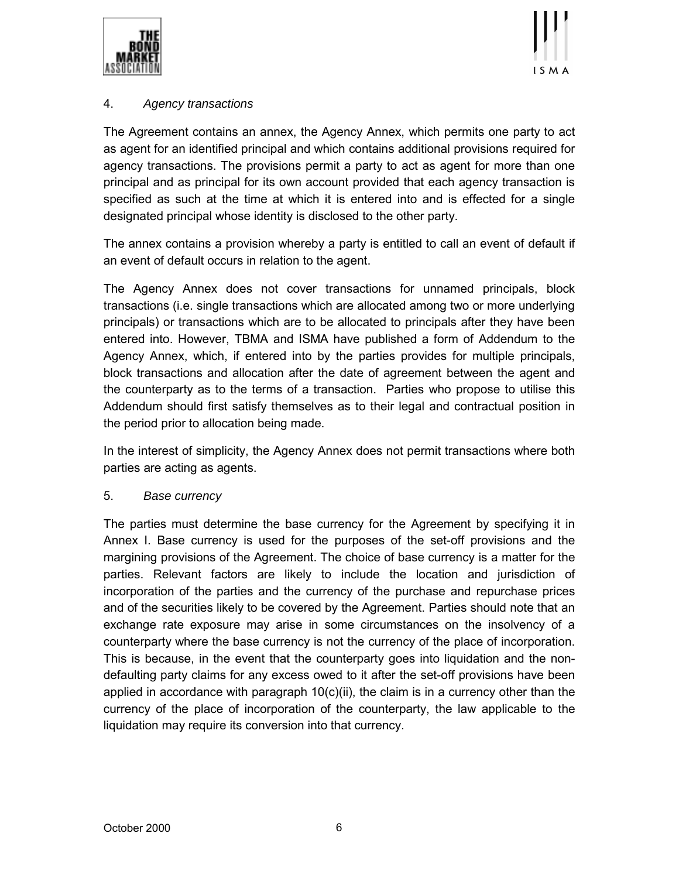### 4. *Agency transactions*

The Agreement contains an annex, the Agency Annex, which permits one party to act as agent for an identified principal and which contains additional provisions required for agency transactions. The provisions permit a party to act as agent for more than one principal and as principal for its own account provided that each agency transaction is specified as such at the time at which it is entered into and is effected for a single designated principal whose identity is disclosed to the other party.

The annex contains a provision whereby a party is entitled to call an event of default if an event of default occurs in relation to the agent.

The Agency Annex does not cover transactions for unnamed principals, block transactions (i.e. single transactions which are allocated among two or more underlying principals) or transactions which are to be allocated to principals after they have been entered into. However, TBMA and ISMA have published a form of Addendum to the Agency Annex, which, if entered into by the parties provides for multiple principals, block transactions and allocation after the date of agreement between the agent and the counterparty as to the terms of a transaction. Parties who propose to utilise this Addendum should first satisfy themselves as to their legal and contractual position in the period prior to allocation being made.

In the interest of simplicity, the Agency Annex does not permit transactions where both parties are acting as agents.

### 5. *Base currency*

The parties must determine the base currency for the Agreement by specifying it in Annex I. Base currency is used for the purposes of the set-off provisions and the margining provisions of the Agreement. The choice of base currency is a matter for the parties. Relevant factors are likely to include the location and jurisdiction of incorporation of the parties and the currency of the purchase and repurchase prices and of the securities likely to be covered by the Agreement. Parties should note that an exchange rate exposure may arise in some circumstances on the insolvency of a counterparty where the base currency is not the currency of the place of incorporation. This is because, in the event that the counterparty goes into liquidation and the non-defaulting party claims for any excess owed to it after the set-off provisions have been applied in accordance with paragraph 10(c)(ii), the claim is in a currency other than the currency of the place of incorporation of the counterparty, the law applicable to the liquidation may require its conversion into that currency.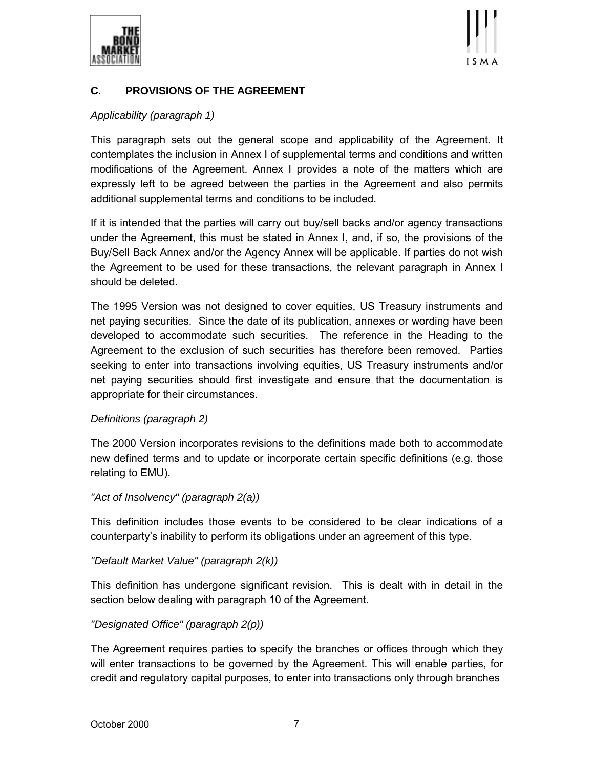## C. PROVISIONS OF THE AGREEMENT

*Applicability (paragraph 1)*

This paragraph sets out the general scope and applicability of the Agreement. It contemplates the inclusion in Annex I of supplemental terms and conditions and written modifications of the Agreement. Annex I provides a note of the matters which are expressly left to be agreed between the parties in the Agreement and also permits additional supplemental terms and conditions to be included.

If it is intended that the parties will carry out buy/sell backs and/or agency transactions under the Agreement, this must be stated in Annex I, and, if so, the provisions of the Buy/Sell Back Annex and/or the Agency Annex will be applicable. If parties do not wish the Agreement to be used for these transactions, the relevant paragraph in Annex I should be deleted.

The 1995 Version was not designed to cover equities, US Treasury instruments and net paying securities. Since the date of its publication, annexes or wording have been developed to accommodate such securities. The reference in the Heading to the Agreement to the exclusion of such securities has therefore been removed. Parties seeking to enter into transactions involving equities, US Treasury instruments and/or net paying securities should first investigate and ensure that the documentation is appropriate for their circumstances.

*Definitions (paragraph 2)*

The 2000 Version incorporates revisions to the definitions made both to accommodate new defined terms and to update or incorporate certain specific definitions (e.g. those relating to EMU).

*"Act of Insolvency" (paragraph 2(a))*

This definition includes those events to be considered to be clear indications of a counterparty's inability to perform its obligations under an agreement of this type.

*"Default Market Value" (paragraph 2(k))*

This definition has undergone significant revision. This is dealt with in detail in the section below dealing with paragraph 10 of the Agreement.

*"Designated Office" (paragraph 2(p))*

The Agreement requires parties to specify the branches or offices through which they will enter transactions to be governed by the Agreement. This will enable parties, for credit and regulatory capital purposes, to enter into transactions only through branches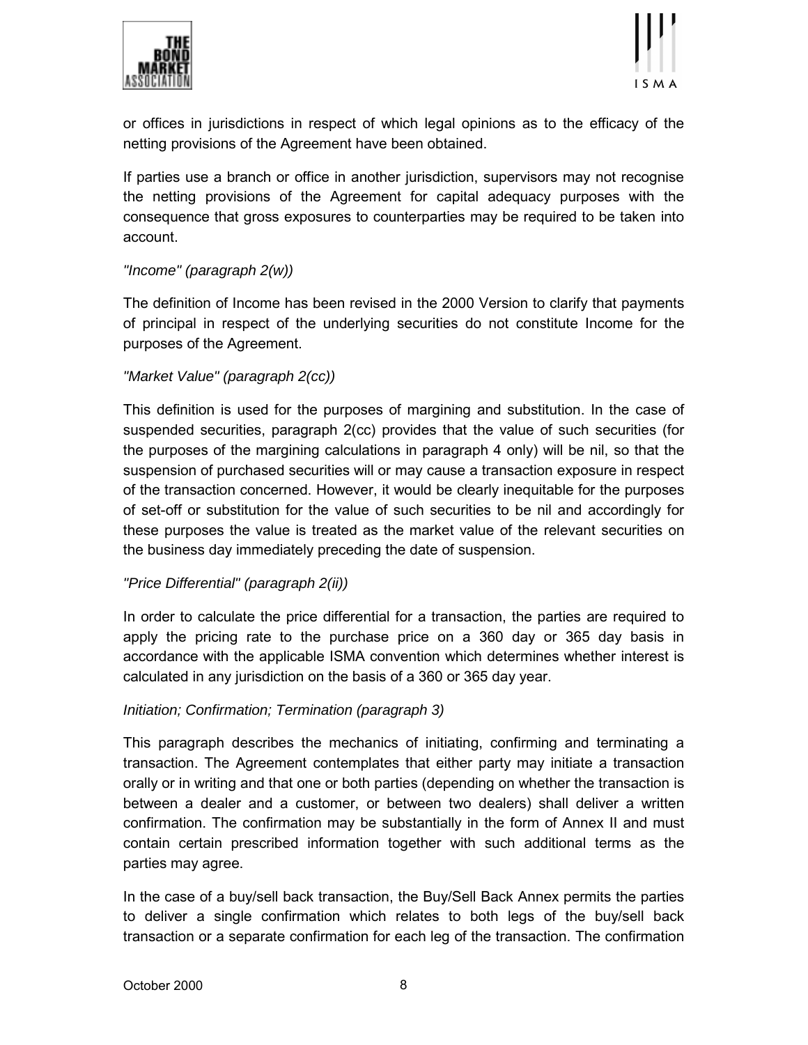or offices in jurisdictions in respect of which legal opinions as to the efficacy of the netting provisions of the Agreement have been obtained.

If parties use a branch or office in another jurisdiction, supervisors may not recognise the netting provisions of the Agreement for capital adequacy purposes with the consequence that gross exposures to counterparties may be required to be taken into account.

*"Income" (paragraph 2(w))*

The definition of Income has been revised in the 2000 Version to clarify that payments of principal in respect of the underlying securities do not constitute Income for the purposes of the Agreement.

*"Market Value" (paragraph 2(cc))*

This definition is used for the purposes of margining and substitution. In the case of suspended securities, paragraph 2(cc) provides that the value of such securities (for the purposes of the margining calculations in paragraph 4 only) will be nil, so that the suspension of purchased securities will or may cause a transaction exposure in respect of the transaction concerned. However, it would be clearly inequitable for the purposes of set-off or substitution for the value of such securities to be nil and accordingly for these purposes the value is treated as the market value of the relevant securities on the business day immediately preceding the date of suspension.

*"Price Differential" (paragraph 2(ii))*

In order to calculate the price differential for a transaction, the parties are required to apply the pricing rate to the purchase price on a 360 day or 365 day basis in accordance with the applicable ISMA convention which determines whether interest is calculated in any jurisdiction on the basis of a 360 or 365 day year.

*Initiation; Confirmation; Termination (paragraph 3)*

This paragraph describes the mechanics of initiating, confirming and terminating a transaction. The Agreement contemplates that either party may initiate a transaction orally or in writing and that one or both parties (depending on whether the transaction is between a dealer and a customer, or between two dealers) shall deliver a written confirmation. The confirmation may be substantially in the form of Annex II and must contain certain prescribed information together with such additional terms as the parties may agree.

In the case of a buy/sell back transaction, the Buy/Sell Back Annex permits the parties to deliver a single confirmation which relates to both legs of the buy/sell back transaction or a separate confirmation for each leg of the transaction. The confirmation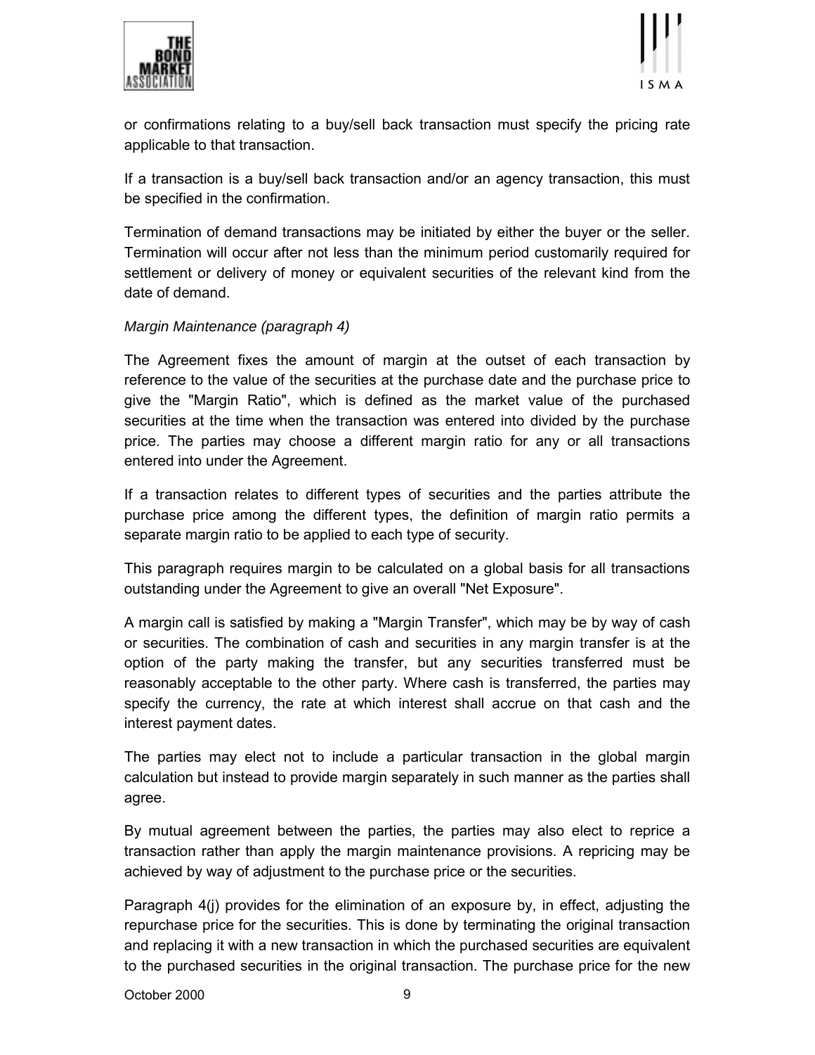or confirmations relating to a buy/sell back transaction must specify the pricing rate applicable to that transaction.

If a transaction is a buy/sell back transaction and/or an agency transaction, this must be specified in the confirmation.

Termination of demand transactions may be initiated by either the buyer or the seller. Termination will occur after not less than the minimum period customarily required for settlement or delivery of money or equivalent securities of the relevant kind from the date of demand.

*Margin Maintenance (paragraph 4)*

The Agreement fixes the amount of margin at the outset of each transaction by reference to the value of the securities at the purchase date and the purchase price to give the "Margin Ratio", which is defined as the market value of the purchased securities at the time when the transaction was entered into divided by the purchase price. The parties may choose a different margin ratio for any or all transactions entered into under the Agreement.

If a transaction relates to different types of securities and the parties attribute the purchase price among the different types, the definition of margin ratio permits a separate margin ratio to be applied to each type of security.

This paragraph requires margin to be calculated on a global basis for all transactions outstanding under the Agreement to give an overall "Net Exposure".

A margin call is satisfied by making a "Margin Transfer", which may be by way of cash or securities. The combination of cash and securities in any margin transfer is at the option of the party making the transfer, but any securities transferred must be reasonably acceptable to the other party. Where cash is transferred, the parties may specify the currency, the rate at which interest shall accrue on that cash and the interest payment dates.

The parties may elect not to include a particular transaction in the global margin calculation but instead to provide margin separately in such manner as the parties shall agree.

By mutual agreement between the parties, the parties may also elect to reprice a transaction rather than apply the margin maintenance provisions. A repricing may be achieved by way of adjustment to the purchase price or the securities.

Paragraph 4(j) provides for the elimination of an exposure by, in effect, adjusting the repurchase price for the securities. This is done by terminating the original transaction and replacing it with a new transaction in which the purchased securities are equivalent to the purchased securities in the original transaction. The purchase price for the new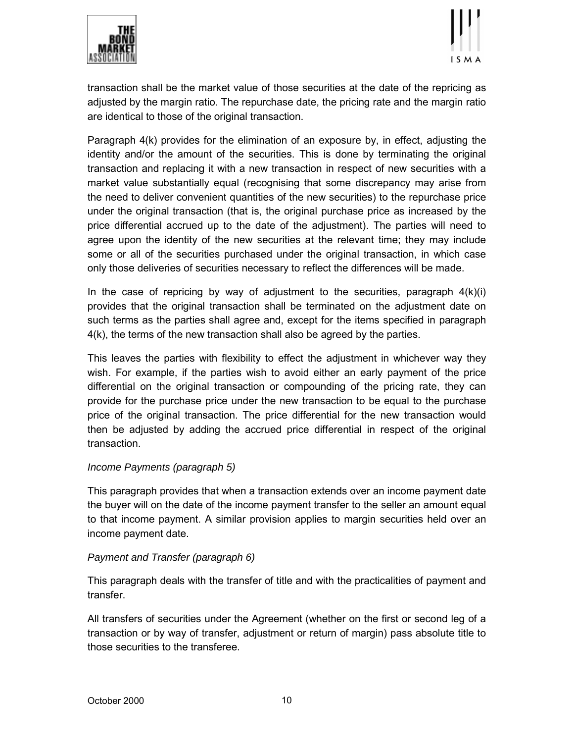transaction shall be the market value of those securities at the date of the repricing as adjusted by the margin ratio. The repurchase date, the pricing rate and the margin ratio are identical to those of the original transaction.

Paragraph 4(k) provides for the elimination of an exposure by, in effect, adjusting the identity and/or the amount of the securities. This is done by terminating the original transaction and replacing it with a new transaction in respect of new securities with a market value substantially equal (recognising that some discrepancy may arise from the need to deliver convenient quantities of the new securities) to the repurchase price under the original transaction (that is, the original purchase price as increased by the price differential accrued up to the date of the adjustment). The parties will need to agree upon the identity of the new securities at the relevant time; they may include some or all of the securities purchased under the original transaction, in which case only those deliveries of securities necessary to reflect the differences will be made.

In the case of repricing by way of adjustment to the securities, paragraph 4(k)(i) provides that the original transaction shall be terminated on the adjustment date on such terms as the parties shall agree and, except for the items specified in paragraph 4(k), the terms of the new transaction shall also be agreed by the parties.

This leaves the parties with flexibility to effect the adjustment in whichever way they wish. For example, if the parties wish to avoid either an early payment of the price differential on the original transaction or compounding of the pricing rate, they can provide for the purchase price under the new transaction to be equal to the purchase price of the original transaction. The price differential for the new transaction would then be adjusted by adding the accrued price differential in respect of the original transaction.

*Income Payments (paragraph 5)*

This paragraph provides that when a transaction extends over an income payment date the buyer will on the date of the income payment transfer to the seller an amount equal to that income payment. A similar provision applies to margin securities held over an income payment date.

*Payment and Transfer (paragraph 6)*

This paragraph deals with the transfer of title and with the practicalities of payment and transfer.

All transfers of securities under the Agreement (whether on the first or second leg of a transaction or by way of transfer, adjustment or return of margin) pass absolute title to those securities to the transferee.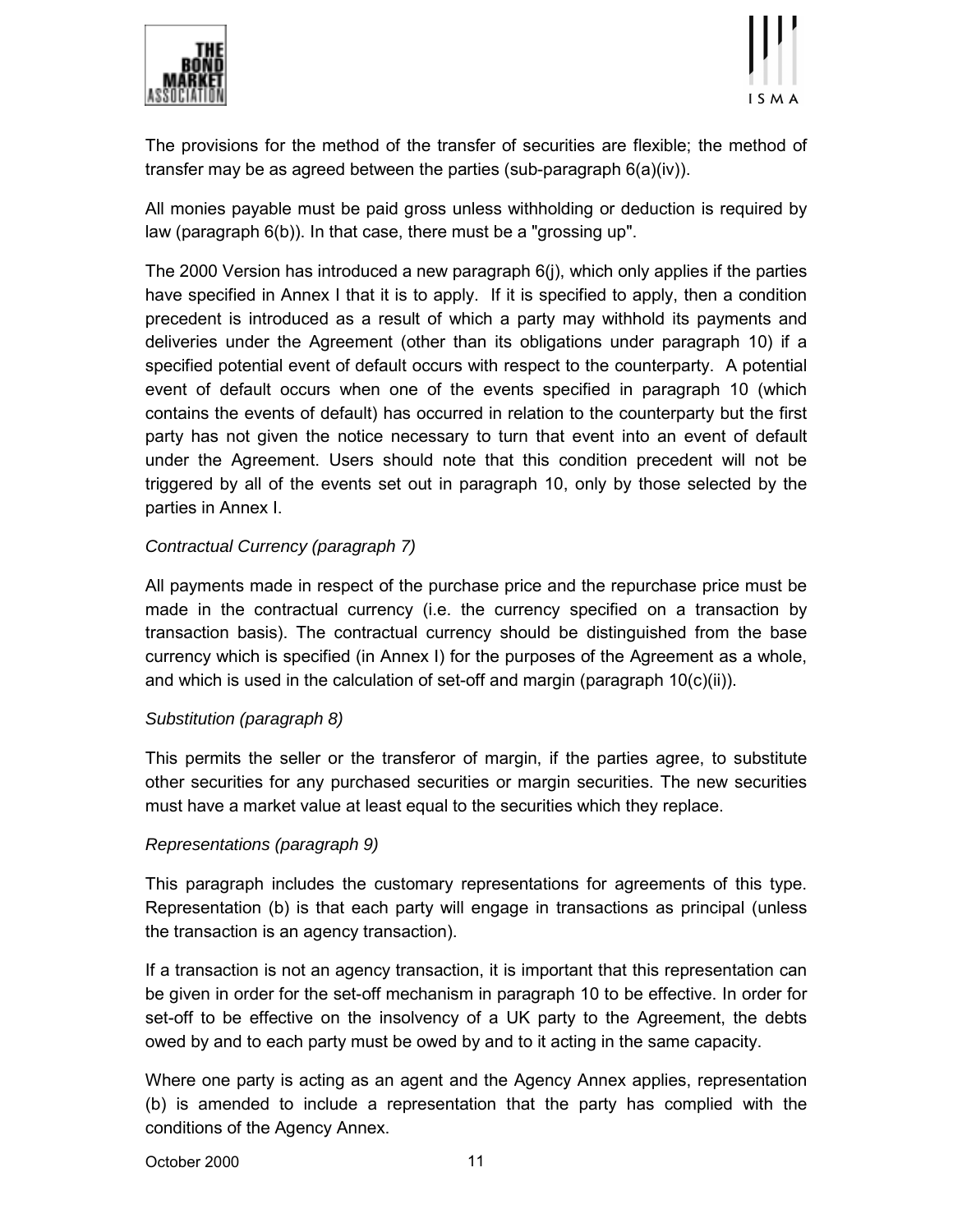The provisions for the method of the transfer of securities are flexible; the method of transfer may be as agreed between the parties (sub-paragraph 6(a)(iv)).

All monies payable must be paid gross unless withholding or deduction is required by law (paragraph 6(b)). In that case, there must be a "grossing up".

The 2000 Version has introduced a new paragraph 6(j), which only applies if the parties have specified in Annex I that it is to apply. If it is specified to apply, then a condition precedent is introduced as a result of which a party may withhold its payments and deliveries under the Agreement (other than its obligations under paragraph 10) if a specified potential event of default occurs with respect to the counterparty. A potential event of default occurs when one of the events specified in paragraph 10 (which contains the events of default) has occurred in relation to the counterparty but the first party has not given the notice necessary to turn that event into an event of default under the Agreement. Users should note that this condition precedent will not be triggered by all of the events set out in paragraph 10, only by those selected by the parties in Annex I.

*Contractual Currency (paragraph 7)*

All payments made in respect of the purchase price and the repurchase price must be made in the contractual currency (i.e. the currency specified on a transaction by transaction basis). The contractual currency should be distinguished from the base currency which is specified (in Annex I) for the purposes of the Agreement as a whole, and which is used in the calculation of set-off and margin (paragraph 10(c)(ii)).

*Substitution (paragraph 8)*

This permits the seller or the transferor of margin, if the parties agree, to substitute other securities for any purchased securities or margin securities. The new securities must have a market value at least equal to the securities which they replace.

*Representations (paragraph 9)*

This paragraph includes the customary representations for agreements of this type. Representation (b) is that each party will engage in transactions as principal (unless the transaction is an agency transaction).

If a transaction is not an agency transaction, it is important that this representation can be given in order for the set-off mechanism in paragraph 10 to be effective. In order for set-off to be effective on the insolvency of a UK party to the Agreement, the debts owed by and to each party must be owed by and to it acting in the same capacity.

Where one party is acting as an agent and the Agency Annex applies, representation (b) is amended to include a representation that the party has complied with the conditions of the Agency Annex.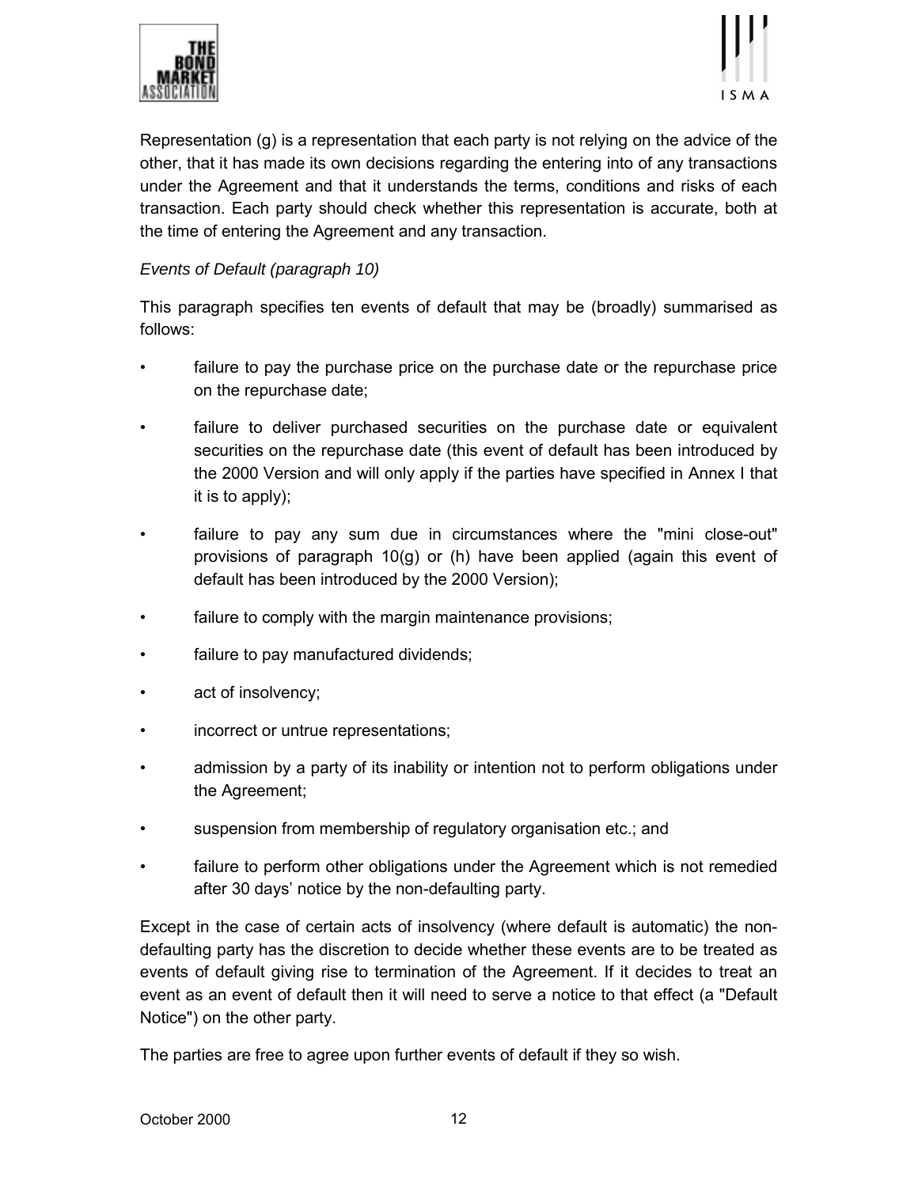Representation (g) is a representation that each party is not relying on the advice of the other, that it has made its own decisions regarding the entering into of any transactions under the Agreement and that it understands the terms, conditions and risks of each transaction. Each party should check whether this representation is accurate, both at the time of entering the Agreement and any transaction.

*Events of Default (paragraph 10)*

This paragraph specifies ten events of default that may be (broadly) summarised as follows:

- failure to pay the purchase price on the purchase date or the repurchase price on the repurchase date;
- failure to deliver purchased securities on the purchase date or equivalent securities on the repurchase date (this event of default has been introduced by the 2000 Version and will only apply if the parties have specified in Annex I that it is to apply);
- failure to pay any sum due in circumstances where the "mini close-out" provisions of paragraph 10(g) or (h) have been applied (again this event of default has been introduced by the 2000 Version);
- failure to comply with the margin maintenance provisions;
- failure to pay manufactured dividends;
- act of insolvency;
- incorrect or untrue representations;
- admission by a party of its inability or intention not to perform obligations under the Agreement;
- suspension from membership of regulatory organisation etc.; and
- failure to perform other obligations under the Agreement which is not remedied after 30 days' notice by the non-defaulting party.

Except in the case of certain acts of insolvency (where default is automatic) the non-defaulting party has the discretion to decide whether these events are to be treated as events of default giving rise to termination of the Agreement. If it decides to treat an event as an event of default then it will need to serve a notice to that effect (a "Default Notice") on the other party.

The parties are free to agree upon further events of default if they so wish.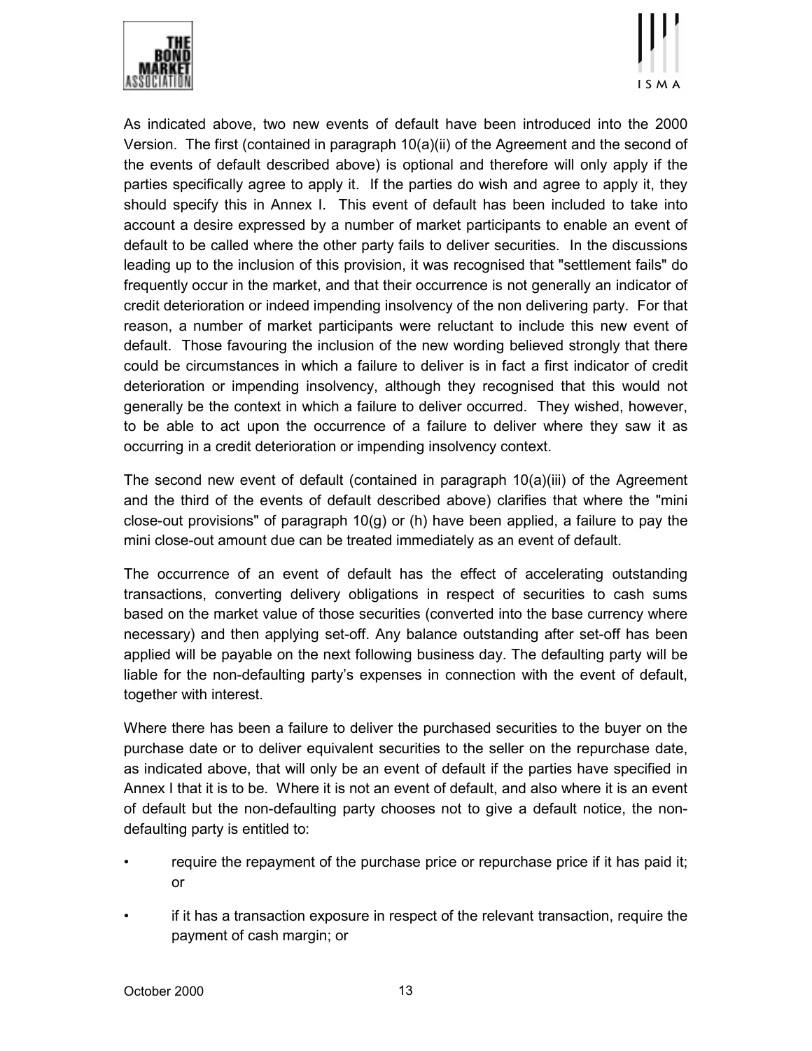As indicated above, two new events of default have been introduced into the 2000 Version. The first (contained in paragraph 10(a)(ii) of the Agreement and the second of the events of default described above) is optional and therefore will only apply if the parties specifically agree to apply it. If the parties do wish and agree to apply it, they should specify this in Annex I. This event of default has been included to take into account a desire expressed by a number of market participants to enable an event of default to be called where the other party fails to deliver securities. In the discussions leading up to the inclusion of this provision, it was recognised that "settlement fails" do frequently occur in the market, and that their occurrence is not generally an indicator of credit deterioration or indeed impending insolvency of the non delivering party. For that reason, a number of market participants were reluctant to include this new event of default. Those favouring the inclusion of the new wording believed strongly that there could be circumstances in which a failure to deliver is in fact a first indicator of credit deterioration or impending insolvency, although they recognised that this would not generally be the context in which a failure to deliver occurred. They wished, however, to be able to act upon the occurrence of a failure to deliver where they saw it as occurring in a credit deterioration or impending insolvency context.

The second new event of default (contained in paragraph 10(a)(iii) of the Agreement and the third of the events of default described above) clarifies that where the "mini close-out provisions" of paragraph 10(g) or (h) have been applied, a failure to pay the mini close-out amount due can be treated immediately as an event of default.

The occurrence of an event of default has the effect of accelerating outstanding transactions, converting delivery obligations in respect of securities to cash sums based on the market value of those securities (converted into the base currency where necessary) and then applying set-off. Any balance outstanding after set-off has been applied will be payable on the next following business day. The defaulting party will be liable for the non-defaulting party's expenses in connection with the event of default, together with interest.

Where there has been a failure to deliver the purchased securities to the buyer on the purchase date or to deliver equivalent securities to the seller on the repurchase date, as indicated above, that will only be an event of default if the parties have specified in Annex I that it is to be. Where it is not an event of default, and also where it is an event of default but the non-defaulting party chooses not to give a default notice, the non-defaulting party is entitled to:

- require the repayment of the purchase price or repurchase price if it has paid it; or
- if it has a transaction exposure in respect of the relevant transaction, require the payment of cash margin; or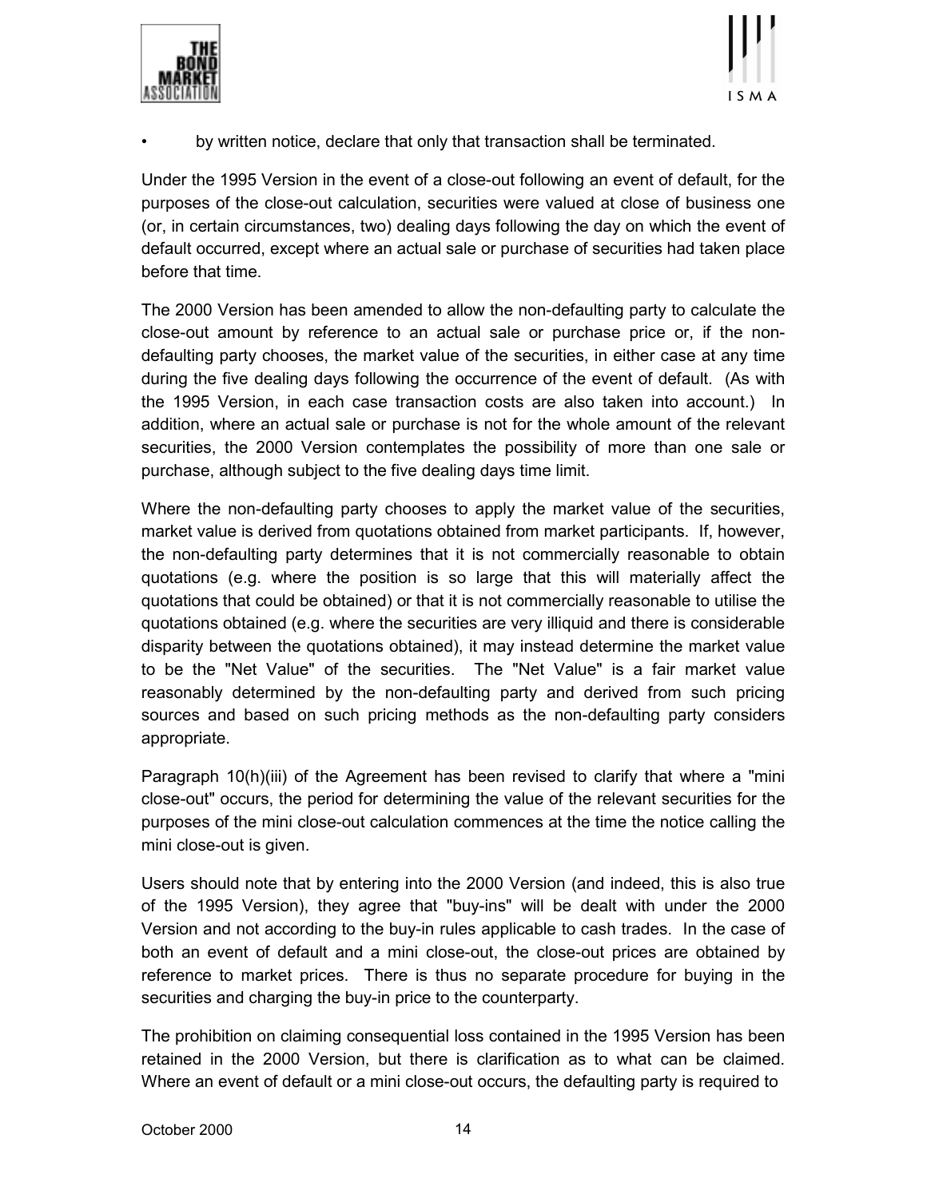- by written notice, declare that only that transaction shall be terminated.

Under the 1995 Version in the event of a close-out following an event of default, for the purposes of the close-out calculation, securities were valued at close of business one (or, in certain circumstances, two) dealing days following the day on which the event of default occurred, except where an actual sale or purchase of securities had taken place before that time.

The 2000 Version has been amended to allow the non-defaulting party to calculate the close-out amount by reference to an actual sale or purchase price or, if the non-defaulting party chooses, the market value of the securities, in either case at any time during the five dealing days following the occurrence of the event of default. (As with the 1995 Version, in each case transaction costs are also taken into account.) In addition, where an actual sale or purchase is not for the whole amount of the relevant securities, the 2000 Version contemplates the possibility of more than one sale or purchase, although subject to the five dealing days time limit.

Where the non-defaulting party chooses to apply the market value of the securities, market value is derived from quotations obtained from market participants. If, however, the non-defaulting party determines that it is not commercially reasonable to obtain quotations (e.g. where the position is so large that this will materially affect the quotations that could be obtained) or that it is not commercially reasonable to utilise the quotations obtained (e.g. where the securities are very illiquid and there is considerable disparity between the quotations obtained), it may instead determine the market value to be the "Net Value" of the securities. The "Net Value" is a fair market value reasonably determined by the non-defaulting party and derived from such pricing sources and based on such pricing methods as the non-defaulting party considers appropriate.

Paragraph 10(h)(iii) of the Agreement has been revised to clarify that where a "mini close-out" occurs, the period for determining the value of the relevant securities for the purposes of the mini close-out calculation commences at the time the notice calling the mini close-out is given.

Users should note that by entering into the 2000 Version (and indeed, this is also true of the 1995 Version), they agree that "buy-ins" will be dealt with under the 2000 Version and not according to the buy-in rules applicable to cash trades. In the case of both an event of default and a mini close-out, the close-out prices are obtained by reference to market prices. There is thus no separate procedure for buying in the securities and charging the buy-in price to the counterparty.

The prohibition on claiming consequential loss contained in the 1995 Version has been retained in the 2000 Version, but there is clarification as to what can be claimed. Where an event of default or a mini close-out occurs, the defaulting party is required to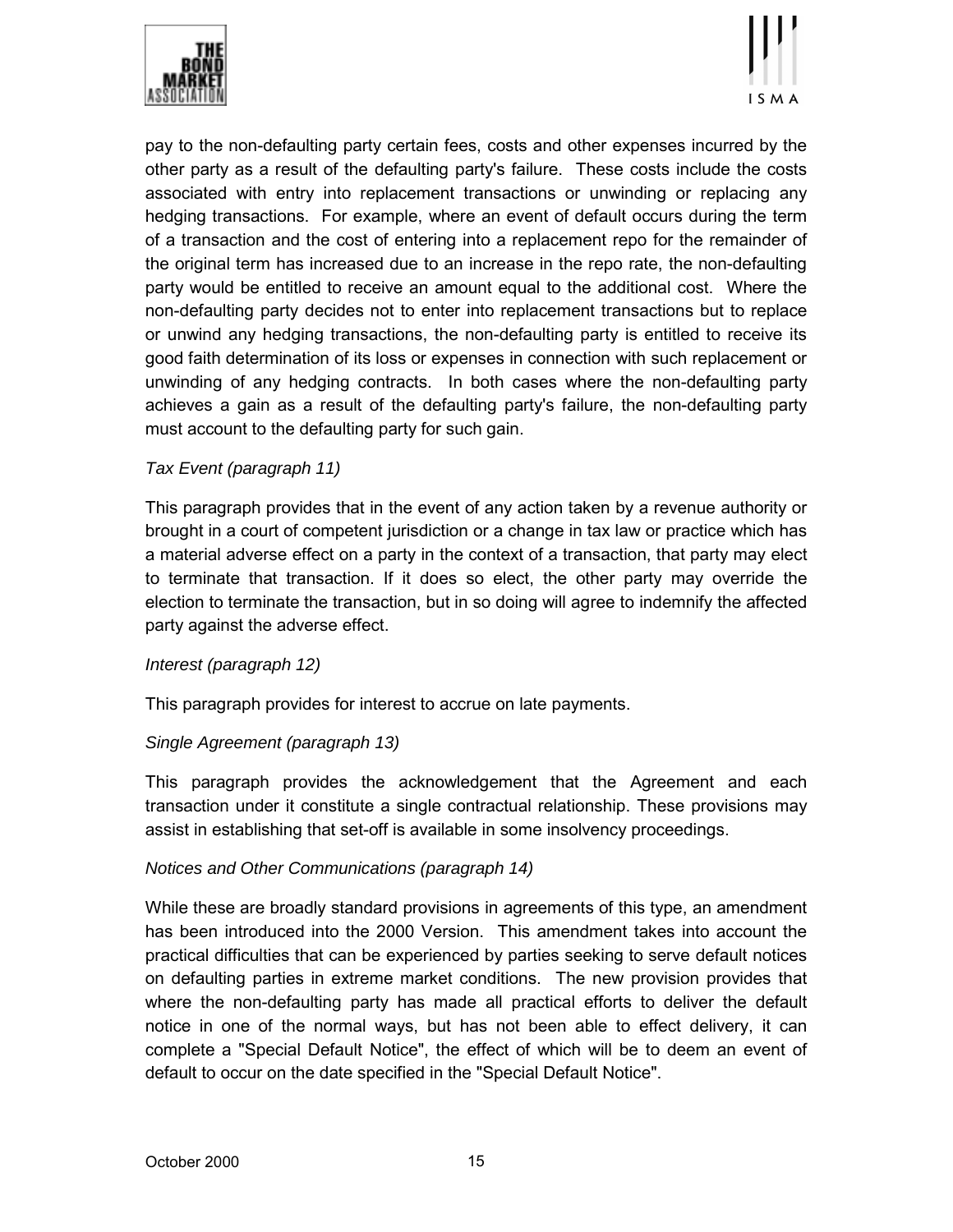pay to the non-defaulting party certain fees, costs and other expenses incurred by the other party as a result of the defaulting party's failure. These costs include the costs associated with entry into replacement transactions or unwinding or replacing any hedging transactions. For example, where an event of default occurs during the term of a transaction and the cost of entering into a replacement repo for the remainder of the original term has increased due to an increase in the repo rate, the non-defaulting party would be entitled to receive an amount equal to the additional cost. Where the non-defaulting party decides not to enter into replacement transactions but to replace or unwind any hedging transactions, the non-defaulting party is entitled to receive its good faith determination of its loss or expenses in connection with such replacement or unwinding of any hedging contracts. In both cases where the non-defaulting party achieves a gain as a result of the defaulting party's failure, the non-defaulting party must account to the defaulting party for such gain.

*Tax Event (paragraph 11)*

This paragraph provides that in the event of any action taken by a revenue authority or brought in a court of competent jurisdiction or a change in tax law or practice which has a material adverse effect on a party in the context of a transaction, that party may elect to terminate that transaction. If it does so elect, the other party may override the election to terminate the transaction, but in so doing will agree to indemnify the affected party against the adverse effect.

*Interest (paragraph 12)*

This paragraph provides for interest to accrue on late payments.

*Single Agreement (paragraph 13)*

This paragraph provides the acknowledgement that the Agreement and each transaction under it constitute a single contractual relationship. These provisions may assist in establishing that set-off is available in some insolvency proceedings.

*Notices and Other Communications (paragraph 14)*

While these are broadly standard provisions in agreements of this type, an amendment has been introduced into the 2000 Version. This amendment takes into account the practical difficulties that can be experienced by parties seeking to serve default notices on defaulting parties in extreme market conditions. The new provision provides that where the non-defaulting party has made all practical efforts to deliver the default notice in one of the normal ways, but has not been able to effect delivery, it can complete a "Special Default Notice", the effect of which will be to deem an event of default to occur on the date specified in the "Special Default Notice".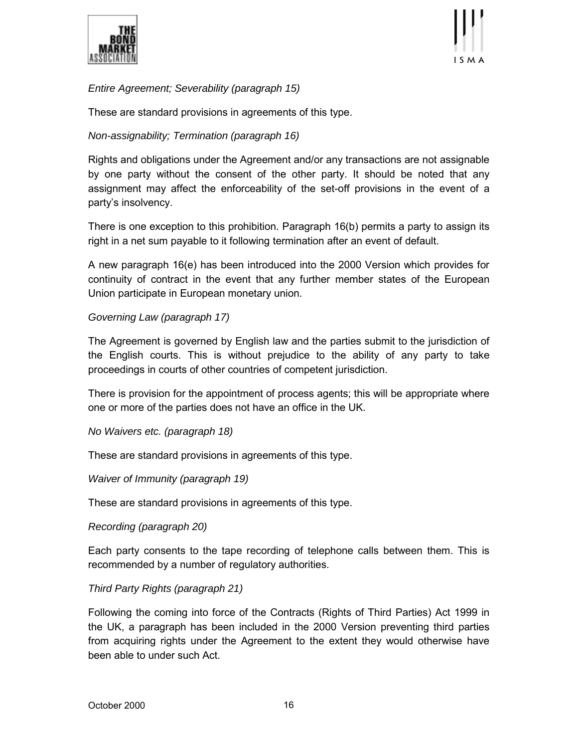*Entire Agreement; Severability (paragraph 15)*

These are standard provisions in agreements of this type.

*Non-assignability; Termination (paragraph 16)*

Rights and obligations under the Agreement and/or any transactions are not assignable by one party without the consent of the other party. It should be noted that any assignment may affect the enforceability of the set-off provisions in the event of a party's insolvency.

There is one exception to this prohibition. Paragraph 16(b) permits a party to assign its right in a net sum payable to it following termination after an event of default.

A new paragraph 16(e) has been introduced into the 2000 Version which provides for continuity of contract in the event that any further member states of the European Union participate in European monetary union.

*Governing Law (paragraph 17)*

The Agreement is governed by English law and the parties submit to the jurisdiction of the English courts. This is without prejudice to the ability of any party to take proceedings in courts of other countries of competent jurisdiction.

There is provision for the appointment of process agents; this will be appropriate where one or more of the parties does not have an office in the UK.

*No Waivers etc. (paragraph 18)*

These are standard provisions in agreements of this type.

*Waiver of Immunity (paragraph 19)*

These are standard provisions in agreements of this type.

*Recording (paragraph 20)*

Each party consents to the tape recording of telephone calls between them. This is recommended by a number of regulatory authorities.

*Third Party Rights (paragraph 21)*

Following the coming into force of the Contracts (Rights of Third Parties) Act 1999 in the UK, a paragraph has been included in the 2000 Version preventing third parties from acquiring rights under the Agreement to the extent they would otherwise have been able to under such Act.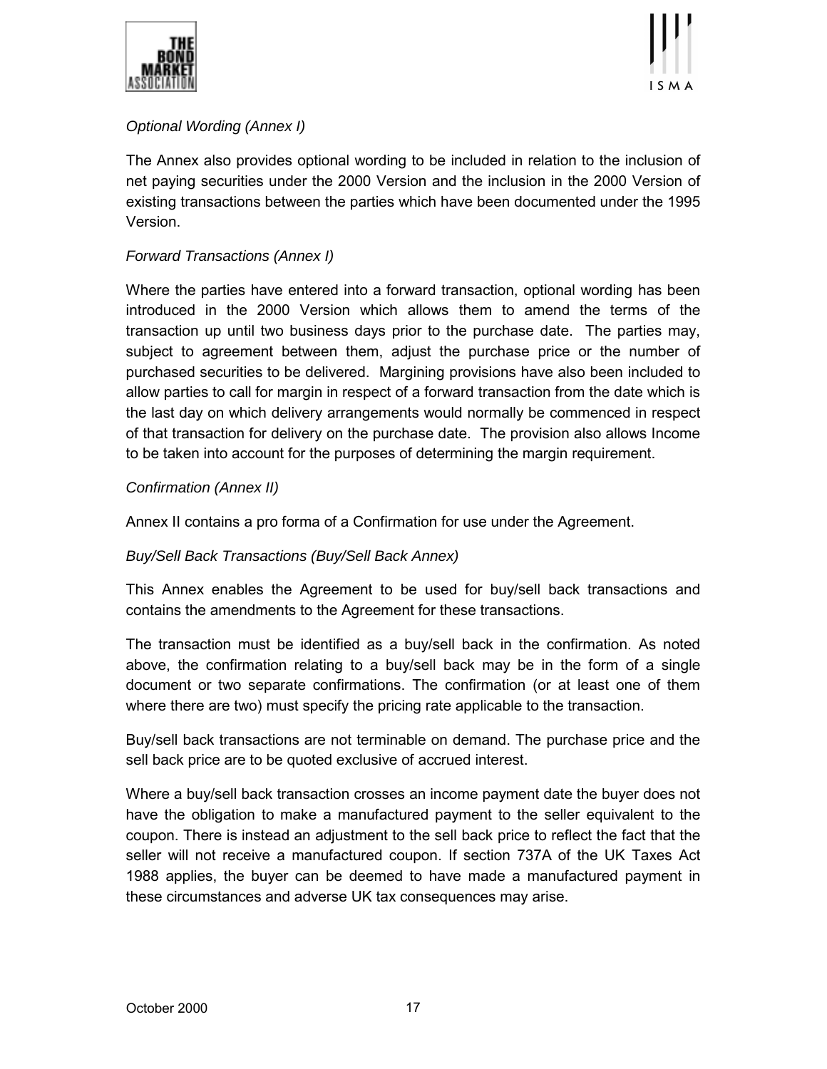*Optional Wording (Annex I)*

The Annex also provides optional wording to be included in relation to the inclusion of net paying securities under the 2000 Version and the inclusion in the 2000 Version of existing transactions between the parties which have been documented under the 1995 Version.

*Forward Transactions (Annex I)*

Where the parties have entered into a forward transaction, optional wording has been introduced in the 2000 Version which allows them to amend the terms of the transaction up until two business days prior to the purchase date. The parties may, subject to agreement between them, adjust the purchase price or the number of purchased securities to be delivered. Margining provisions have also been included to allow parties to call for margin in respect of a forward transaction from the date which is the last day on which delivery arrangements would normally be commenced in respect of that transaction for delivery on the purchase date. The provision also allows Income to be taken into account for the purposes of determining the margin requirement.

*Confirmation (Annex II)*

Annex II contains a pro forma of a Confirmation for use under the Agreement.

*Buy/Sell Back Transactions (Buy/Sell Back Annex)*

This Annex enables the Agreement to be used for buy/sell back transactions and contains the amendments to the Agreement for these transactions.

The transaction must be identified as a buy/sell back in the confirmation. As noted above, the confirmation relating to a buy/sell back may be in the form of a single document or two separate confirmations. The confirmation (or at least one of them where there are two) must specify the pricing rate applicable to the transaction.

Buy/sell back transactions are not terminable on demand. The purchase price and the sell back price are to be quoted exclusive of accrued interest.

Where a buy/sell back transaction crosses an income payment date the buyer does not have the obligation to make a manufactured payment to the seller equivalent to the coupon. There is instead an adjustment to the sell back price to reflect the fact that the seller will not receive a manufactured coupon. If section 737A of the UK Taxes Act 1988 applies, the buyer can be deemed to have made a manufactured payment in these circumstances and adverse UK tax consequences may arise.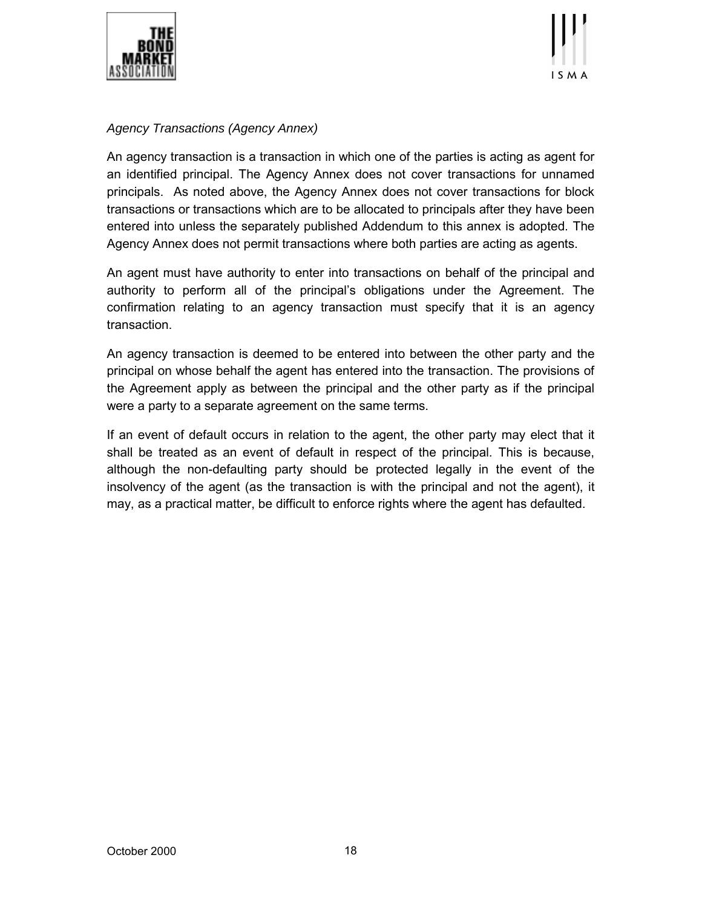*Agency Transactions (Agency Annex)*

An agency transaction is a transaction in which one of the parties is acting as agent for an identified principal. The Agency Annex does not cover transactions for unnamed principals. As noted above, the Agency Annex does not cover transactions for block transactions or transactions which are to be allocated to principals after they have been entered into unless the separately published Addendum to this annex is adopted. The Agency Annex does not permit transactions where both parties are acting as agents.

An agent must have authority to enter into transactions on behalf of the principal and authority to perform all of the principal's obligations under the Agreement. The confirmation relating to an agency transaction must specify that it is an agency transaction.

An agency transaction is deemed to be entered into between the other party and the principal on whose behalf the agent has entered into the transaction. The provisions of the Agreement apply as between the principal and the other party as if the principal were a party to a separate agreement on the same terms.

If an event of default occurs in relation to the agent, the other party may elect that it shall be treated as an event of default in respect of the principal. This is because, although the non-defaulting party should be protected legally in the event of the insolvency of the agent (as the transaction is with the principal and not the agent), it may, as a practical matter, be difficult to enforce rights where the agent has defaulted.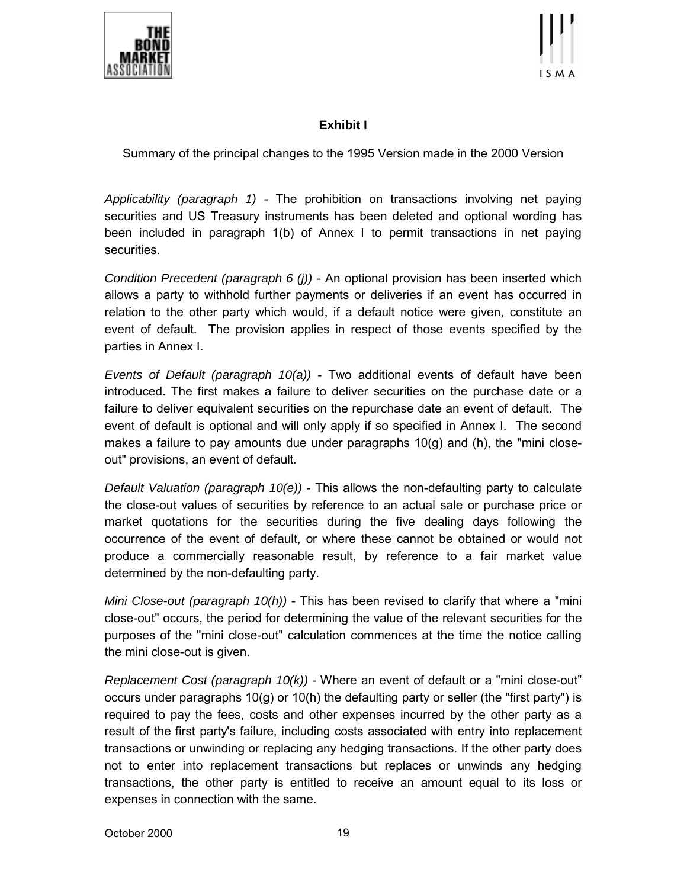## Exhibit I

Summary of the principal changes to the 1995 Version made in the 2000 Version

*Applicability (paragraph 1)* - The prohibition on transactions involving net paying securities and US Treasury instruments has been deleted and optional wording has been included in paragraph 1(b) of Annex I to permit transactions in net paying securities.

*Condition Precedent (paragraph 6 (j))* - An optional provision has been inserted which allows a party to withhold further payments or deliveries if an event has occurred in relation to the other party which would, if a default notice were given, constitute an event of default. The provision applies in respect of those events specified by the parties in Annex I.

*Events of Default (paragraph 10(a))* - Two additional events of default have been introduced. The first makes a failure to deliver securities on the purchase date or a failure to deliver equivalent securities on the repurchase date an event of default. The event of default is optional and will only apply if so specified in Annex I. The second makes a failure to pay amounts due under paragraphs 10(g) and (h), the "mini close-out" provisions, an event of default.

*Default Valuation (paragraph 10(e))* - This allows the non-defaulting party to calculate the close-out values of securities by reference to an actual sale or purchase price or market quotations for the securities during the five dealing days following the occurrence of the event of default, or where these cannot be obtained or would not produce a commercially reasonable result, by reference to a fair market value determined by the non-defaulting party.

*Mini Close-out (paragraph 10(h))* - This has been revised to clarify that where a "mini close-out" occurs, the period for determining the value of the relevant securities for the purposes of the "mini close-out" calculation commences at the time the notice calling the mini close-out is given.

*Replacement Cost (paragraph 10(k))* - Where an event of default or a "mini close-out" occurs under paragraphs 10(g) or 10(h) the defaulting party or seller (the "first party") is required to pay the fees, costs and other expenses incurred by the other party as a result of the first party's failure, including costs associated with entry into replacement transactions or unwinding or replacing any hedging transactions. If the other party does not to enter into replacement transactions but replaces or unwinds any hedging transactions, the other party is entitled to receive an amount equal to its loss or expenses in connection with the same.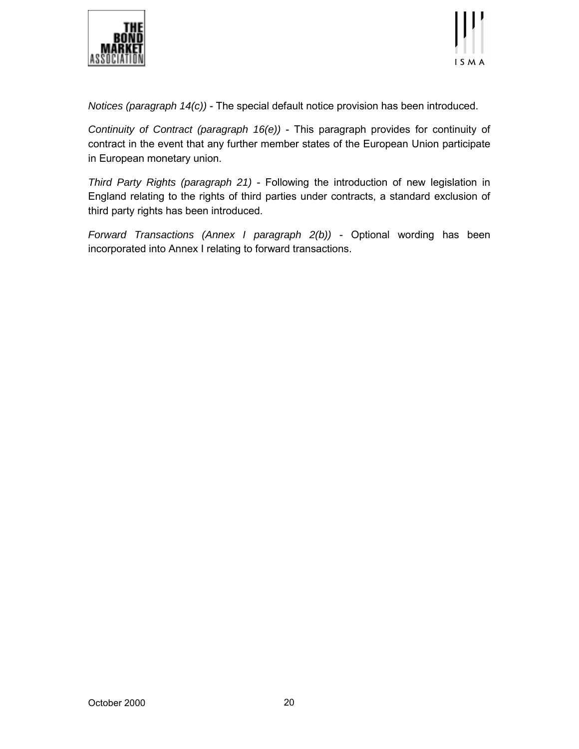*Notices (paragraph 14(c))* - The special default notice provision has been introduced.

*Continuity of Contract (paragraph 16(e))* - This paragraph provides for continuity of contract in the event that any further member states of the European Union participate in European monetary union.

*Third Party Rights (paragraph 21)* - Following the introduction of new legislation in England relating to the rights of third parties under contracts, a standard exclusion of third party rights has been introduced.

*Forward Transactions (Annex I paragraph 2(b))* - Optional wording has been incorporated into Annex I relating to forward transactions.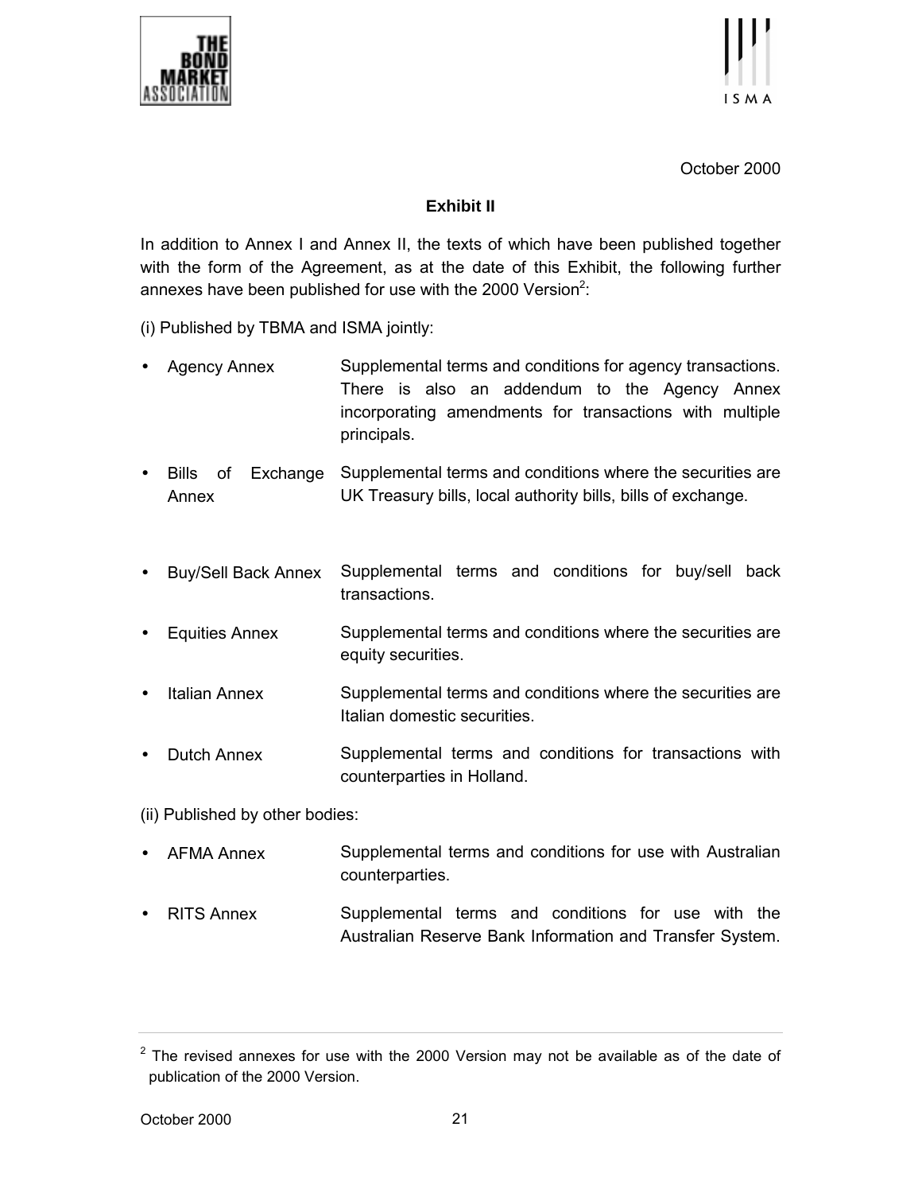October 2000

**Exhibit II**

In addition to Annex I and Annex II, the texts of which have been published together with the form of the Agreement, as at the date of this Exhibit, the following further annexes have been published for use with the 2000 Version[2]:

(i) Published by TBMA and ISMA jointly:

- Agency Annex — Supplemental terms and conditions for agency transactions. There is also an addendum to the Agency Annex incorporating amendments for transactions with multiple principals.
- Bills of Exchange Annex — Supplemental terms and conditions where the securities are UK Treasury bills, local authority bills, bills of exchange.
- Buy/Sell Back Annex — Supplemental terms and conditions for buy/sell back transactions.
- Equities Annex — Supplemental terms and conditions where the securities are equity securities.
- Italian Annex — Supplemental terms and conditions where the securities are Italian domestic securities.
- Dutch Annex — Supplemental terms and conditions for transactions with counterparties in Holland.

(ii) Published by other bodies:

- AFMA Annex — Supplemental terms and conditions for use with Australian counterparties.
- RITS Annex — Supplemental terms and conditions for use with the Australian Reserve Bank Information and Transfer System.

---

[2] The revised annexes for use with the 2000 Version may not be available as of the date of publication of the 2000 Version.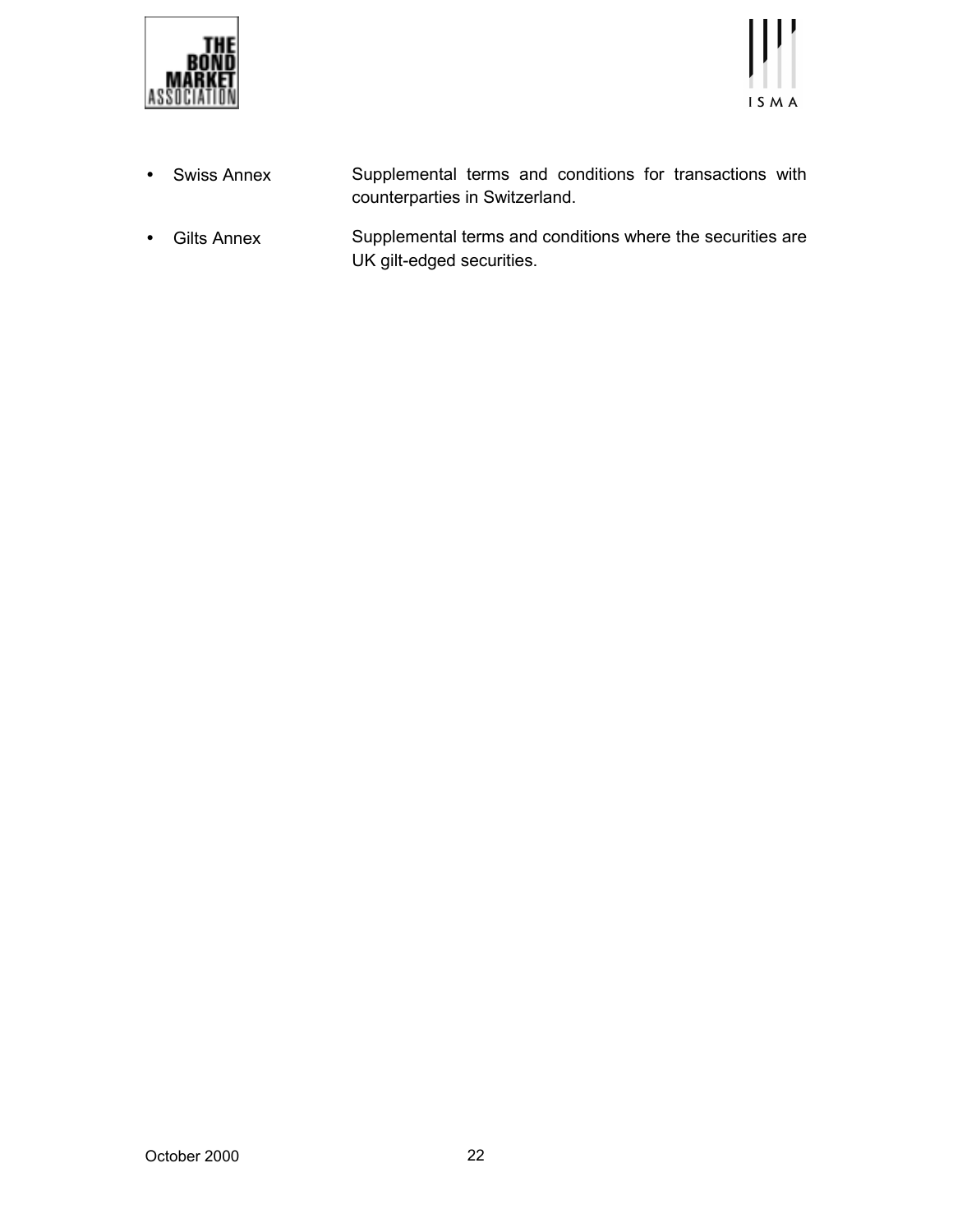- Swiss Annex — Supplemental terms and conditions for transactions with counterparties in Switzerland.
- Gilts Annex — Supplemental terms and conditions where the securities are UK gilt-edged securities.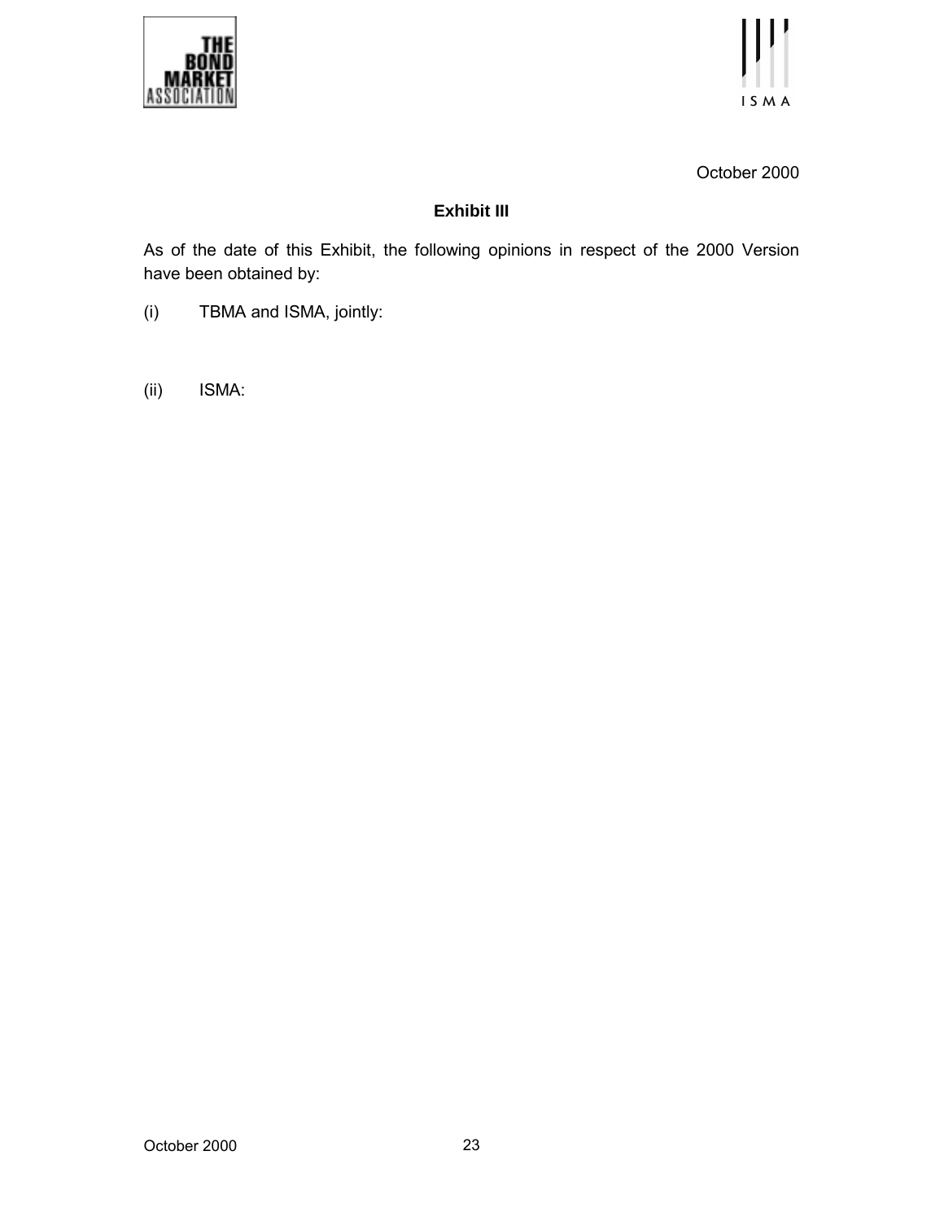October 2000

**Exhibit III**

As of the date of this Exhibit, the following opinions in respect of the 2000 Version have been obtained by:

(i) TBMA and ISMA, jointly:

(ii) ISMA: